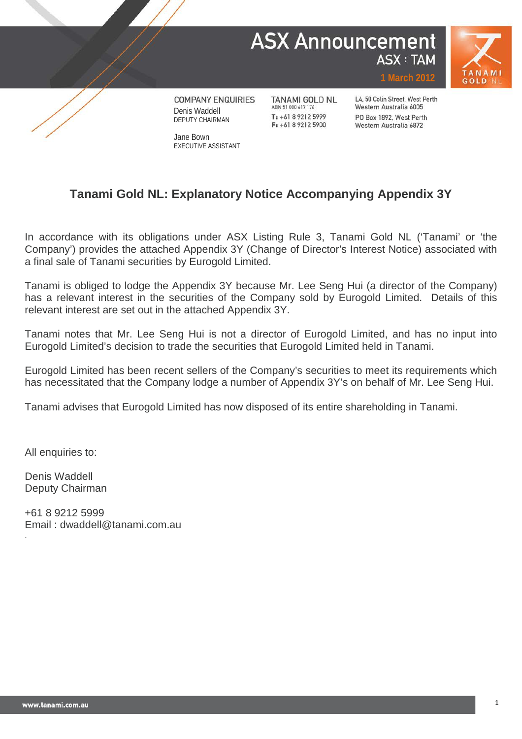# ASX Announcement

ASX : TAM

1 March 2012

COMPANY ENQUIRIES
Denis Waddell
DEPUTY CHAIRMAN

Jane Bown
EXECUTIVE ASSISTANT

TANAMI GOLD NL
ABN 51 000 617 176
T: +61 8 9212 5999
F: +61 8 9212 5900

L4, 50 Colin Street, West Perth
Western Australia 6005
PO Box 1892, West Perth
Western Australia 6872

## Tanami Gold NL: Explanatory Notice Accompanying Appendix 3Y

In accordance with its obligations under ASX Listing Rule 3, Tanami Gold NL ('Tanami' or 'the Company') provides the attached Appendix 3Y (Change of Director's Interest Notice) associated with a final sale of Tanami securities by Eurogold Limited.

Tanami is obliged to lodge the Appendix 3Y because Mr. Lee Seng Hui (a director of the Company) has a relevant interest in the securities of the Company sold by Eurogold Limited. Details of this relevant interest are set out in the attached Appendix 3Y.

Tanami notes that Mr. Lee Seng Hui is not a director of Eurogold Limited, and has no input into Eurogold Limited's decision to trade the securities that Eurogold Limited held in Tanami.

Eurogold Limited has been recent sellers of the Company's securities to meet its requirements which has necessitated that the Company lodge a number of Appendix 3Y's on behalf of Mr. Lee Seng Hui.

Tanami advises that Eurogold Limited has now disposed of its entire shareholding in Tanami.

All enquiries to:

Denis Waddell
Deputy Chairman

+61 8 9212 5999
Email : dwaddell@tanami.com.au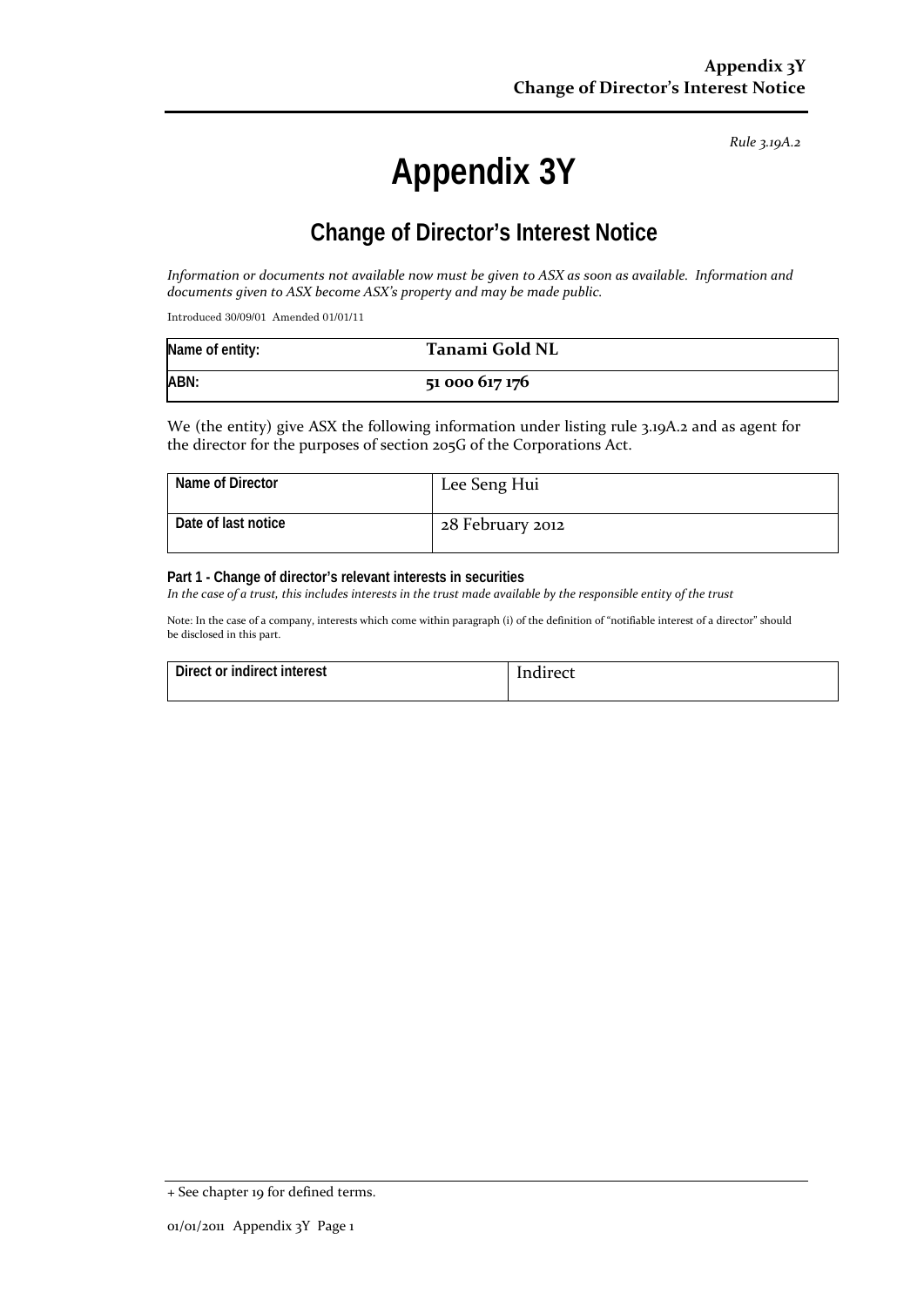*Rule 3.19A.2*

# Appendix 3Y

## Change of Director's Interest Notice

*Information or documents not available now must be given to ASX as soon as available. Information and documents given to ASX become ASX's property and may be made public.*

Introduced 30/09/01 Amended 01/01/11

| Name of entity: | Tanami Gold NL |
|---|---|
| ABN: | 51 000 617 176 |

We (the entity) give ASX the following information under listing rule 3.19A.2 and as agent for the director for the purposes of section 205G of the Corporations Act.

| Name of Director | Lee Seng Hui |
|---|---|
| Date of last notice | 28 February 2012 |

**Part 1 - Change of director's relevant interests in securities**

*In the case of a trust, this includes interests in the trust made available by the responsible entity of the trust*

Note: In the case of a company, interests which come within paragraph (i) of the definition of "notifiable interest of a director" should be disclosed in this part.

| Direct or indirect interest | Indirect |
|---|---|

+ See chapter 19 for defined terms.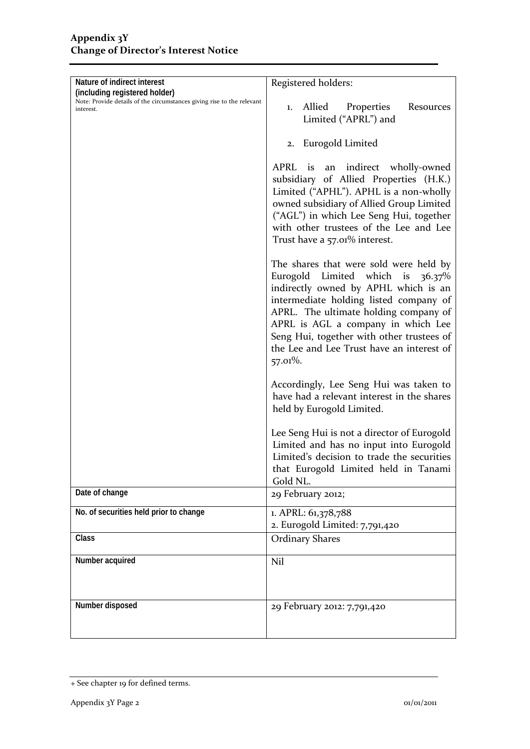| | |
|---|---|
| **Nature of indirect interest (including registered holder)**<br>Note: Provide details of the circumstances giving rise to the relevant interest. | Registered holders:<br><br>1. Allied Properties Resources Limited ("APRL") and<br><br>2. Eurogold Limited<br><br>APRL is an indirect wholly-owned subsidiary of Allied Properties (H.K.) Limited ("APHL"). APHL is a non-wholly owned subsidiary of Allied Group Limited ("AGL") in which Lee Seng Hui, together with other trustees of the Lee and Lee Trust have a 57.01% interest.<br><br>The shares that were sold were held by Eurogold Limited which is 36.37% indirectly owned by APHL which is an intermediate holding listed company of APRL. The ultimate holding company of APRL is AGL a company in which Lee Seng Hui, together with other trustees of the Lee and Lee Trust have an interest of 57.01%.<br><br>Accordingly, Lee Seng Hui was taken to have had a relevant interest in the shares held by Eurogold Limited.<br><br>Lee Seng Hui is not a director of Eurogold Limited and has no input into Eurogold Limited's decision to trade the securities that Eurogold Limited held in Tanami Gold NL. |
| **Date of change** | 29 February 2012; |
| **No. of securities held prior to change** | 1. APRL: 61,378,788<br>2. Eurogold Limited: 7,791,420 |
| **Class** | Ordinary Shares |
| **Number acquired** | Nil |
| **Number disposed** | 29 February 2012: 7,791,420 |

+ See chapter 19 for defined terms.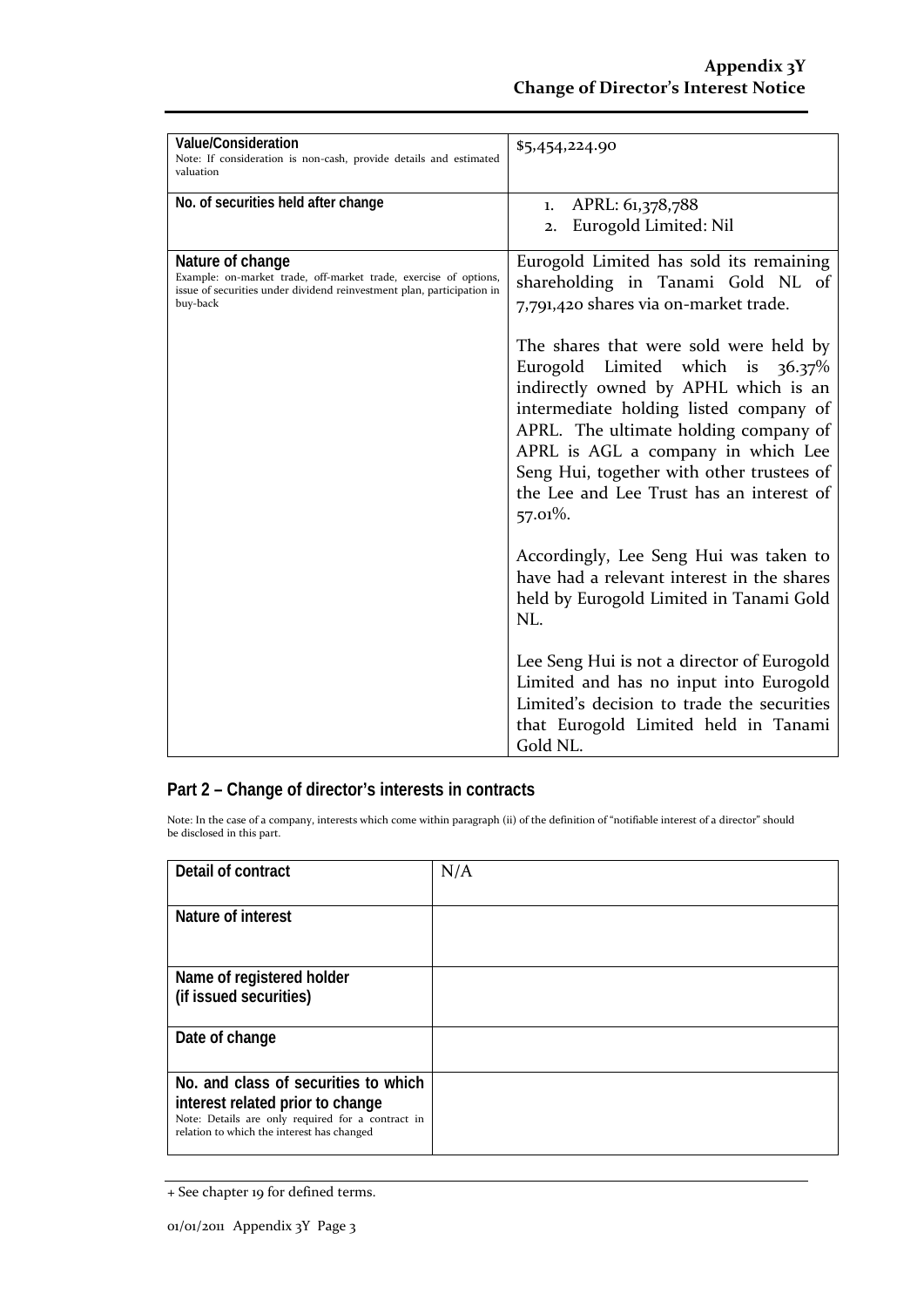| | |
|---|---|
| **Value/Consideration**<br>Note: If consideration is non-cash, provide details and estimated valuation | $5,454,224.90 |
| **No. of securities held after change** | 1. APRL: 61,378,788<br>2. Eurogold Limited: Nil |
| **Nature of change**<br>Example: on-market trade, off-market trade, exercise of options, issue of securities under dividend reinvestment plan, participation in buy-back | Eurogold Limited has sold its remaining shareholding in Tanami Gold NL of 7,791,420 shares via on-market trade.<br><br>The shares that were sold were held by Eurogold Limited which is 36.37% indirectly owned by APHL which is an intermediate holding listed company of APRL. The ultimate holding company of APRL is AGL a company in which Lee Seng Hui, together with other trustees of the Lee and Lee Trust has an interest of 57.01%.<br><br>Accordingly, Lee Seng Hui was taken to have had a relevant interest in the shares held by Eurogold Limited in Tanami Gold NL.<br><br>Lee Seng Hui is not a director of Eurogold Limited and has no input into Eurogold Limited's decision to trade the securities that Eurogold Limited held in Tanami Gold NL. |

## Part 2 – Change of director's interests in contracts

Note: In the case of a company, interests which come within paragraph (ii) of the definition of "notifiable interest of a director" should be disclosed in this part.

| | |
|---|---|
| **Detail of contract** | N/A |
| **Nature of interest** | |
| **Name of registered holder (if issued securities)** | |
| **Date of change** | |
| **No. and class of securities to which interest related prior to change**<br>Note: Details are only required for a contract in relation to which the interest has changed | |

+ See chapter 19 for defined terms.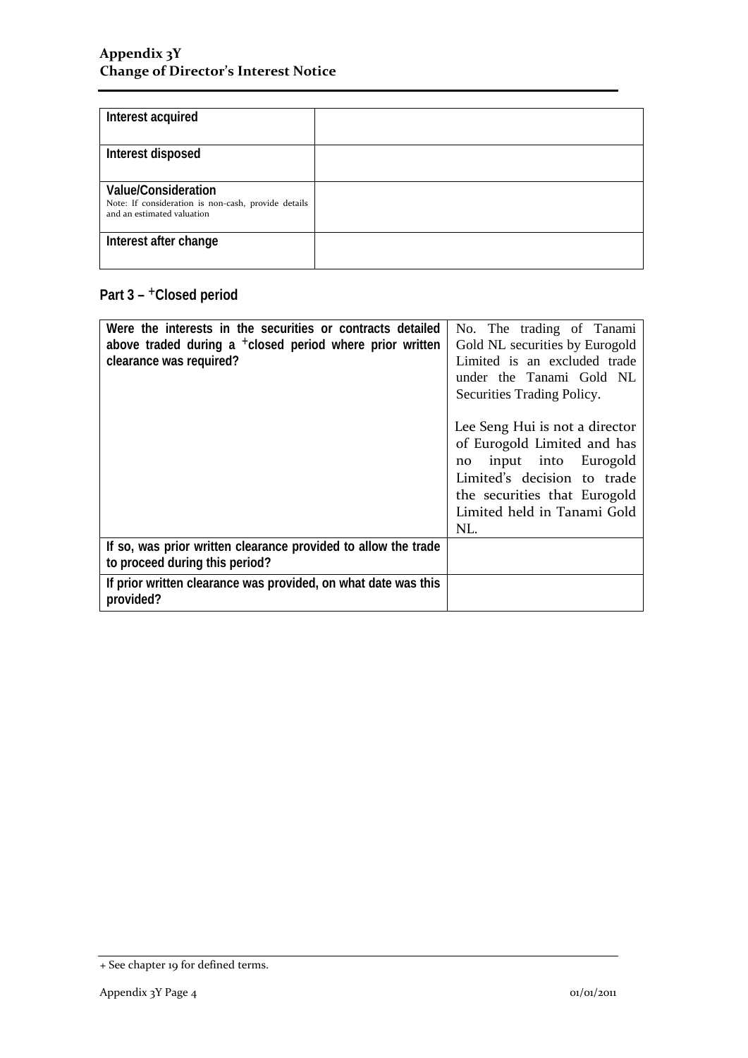| | |
|---|---|
| **Interest acquired** | |
| **Interest disposed** | |
| **Value/Consideration**<br>Note: If consideration is non-cash, provide details and an estimated valuation | |
| **Interest after change** | |

## Part 3 – +Closed period

| | |
|---|---|
| **Were the interests in the securities or contracts detailed above traded during a +closed period where prior written clearance was required?** | No. The trading of Tanami Gold NL securities by Eurogold Limited is an excluded trade under the Tanami Gold NL Securities Trading Policy.<br><br>Lee Seng Hui is not a director of Eurogold Limited and has no input into Eurogold Limited's decision to trade the securities that Eurogold Limited held in Tanami Gold NL. |
| **If so, was prior written clearance provided to allow the trade to proceed during this period?** | |
| **If prior written clearance was provided, on what date was this provided?** | |

+ See chapter 19 for defined terms.